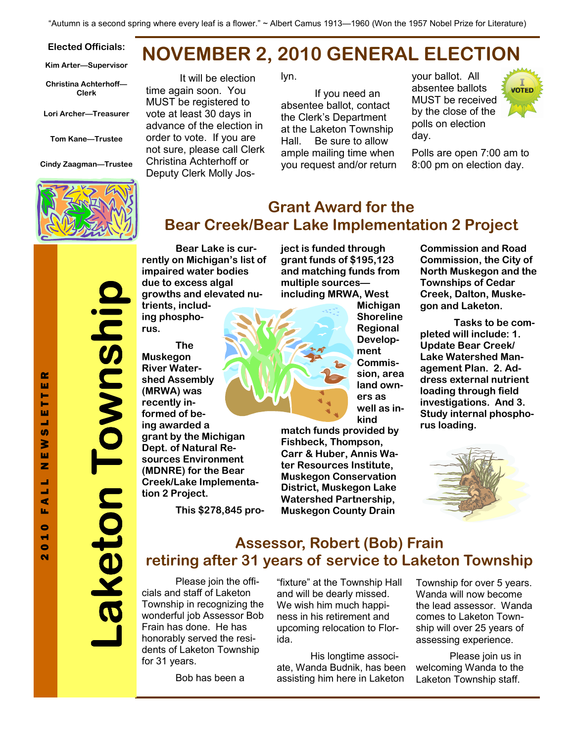"Autumn is a second spring where every leaf is a flower." ~ Albert Camus 1913—1960 (Won the 1957 Nobel Prize for Literature)

**Elected Officials:**

**Kim Arter—Supervisor**

**Christina Achterhoff—Clerk**

**Lori Archer—Treasurer**

**Tom Kane—Trustee**

**Cindy Zaagman—Trustee**

**Laketon Township**

**2010 FALL NEWSLETTER**

# NOVEMBER 2, 2010 GENERAL ELECTION

It will be election time again soon. You MUST be registered to vote at least 30 days in advance of the election in order to vote. If you are not sure, please call Clerk Christina Achterhoff or Deputy Clerk Molly Joslyn.

If you need an absentee ballot, contact the Clerk's Department at the Laketon Township Hall. Be sure to allow ample mailing time when you request and/or return your ballot. All absentee ballots MUST be received by the close of the polls on election day.

Polls are open 7:00 am to 8:00 pm on election day.

## Grant Award for the Bear Creek/Bear Lake Implementation 2 Project

**Bear Lake is currently on Michigan's list of impaired water bodies due to excess algal growths and elevated nutrients, including phosphorus.**

**The Muskegon River Watershed Assembly (MRWA) was recently informed of being awarded a grant by the Michigan Dept. of Natural Resources Environment (MDNRE) for the Bear Creek/Lake Implementation 2 Project.**

**This $278,845 project is funded through grant funds of $195,123 and matching funds from multiple sources—including MRWA, West Michigan Shoreline Regional Development Commission, area land owners as well as in-kind match funds provided by Fishbeck, Thompson, Carr & Huber, Annis Water Resources Institute, Muskegon Conservation District, Muskegon Lake Watershed Partnership, Muskegon County Drain Commission and Road Commission, the City of North Muskegon and the Townships of Cedar Creek, Dalton, Muskegon and Laketon.**

**Tasks to be completed will include: 1. Update Bear Creek/ Lake Watershed Management Plan. 2. Address external nutrient loading through field investigations. And 3. Study internal phosphorus loading.**

## Assessor, Robert (Bob) Frain retiring after 31 years of service to Laketon Township

Please join the officials and staff of Laketon Township in recognizing the wonderful job Assessor Bob Frain has done. He has honorably served the residents of Laketon Township for 31 years.

Bob has been a "fixture" at the Township Hall and will be dearly missed. We wish him much happiness in his retirement and upcoming relocation to Florida.

His longtime associate, Wanda Budnik, has been assisting him here in Laketon Township for over 5 years. Wanda will now become the lead assessor. Wanda comes to Laketon Township will over 25 years of assessing experience.

Please join us in welcoming Wanda to the Laketon Township staff.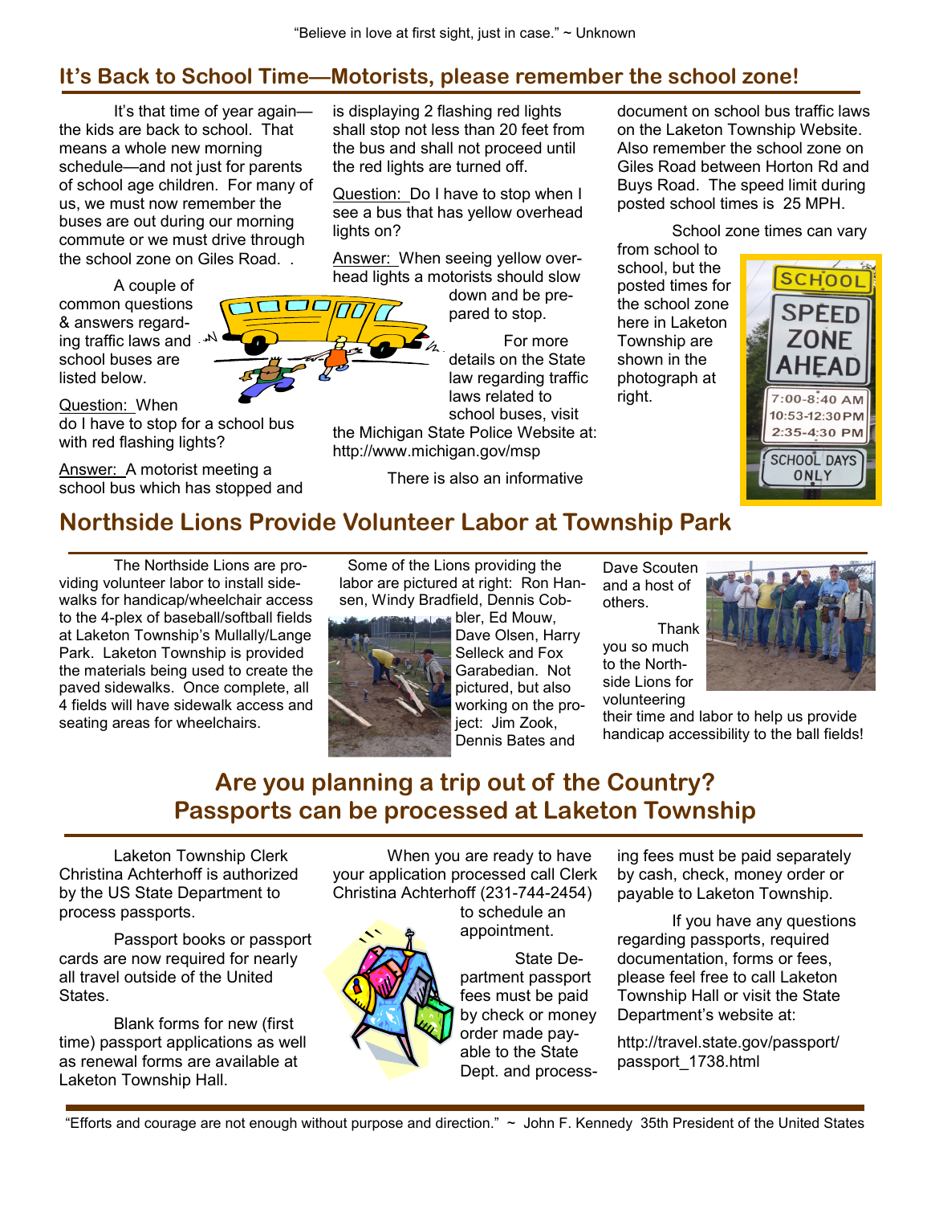"Believe in love at first sight, just in case." ~ Unknown

## It's Back to School Time—Motorists, please remember the school zone!

It's that time of year again—the kids are back to school. That means a whole new morning schedule—and not just for parents of school age children. For many of us, we must now remember the buses are out during our morning commute or we must drive through the school zone on Giles Road. .

A couple of common questions & answers regarding traffic laws and school buses are listed below.

Question: When do I have to stop for a school bus with red flashing lights?

Answer: A motorist meeting a school bus which has stopped and is displaying 2 flashing red lights shall stop not less than 20 feet from the bus and shall not proceed until the red lights are turned off.

Question: Do I have to stop when I see a bus that has yellow overhead lights on?

Answer: When seeing yellow overhead lights a motorists should slow down and be prepared to stop.

For more details on the State law regarding traffic laws related to school buses, visit the Michigan State Police Website at: http://www.michigan.gov/msp

There is also an informative document on school bus traffic laws on the Laketon Township Website. Also remember the school zone on Giles Road between Horton Rd and Buys Road. The speed limit during posted school times is 25 MPH.

School zone times can vary from school to school, but the posted times for the school zone here in Laketon Township are shown in the photograph at right.

SCHOOL SPEED ZONE AHEAD
7:00-8:40 AM
10:53-12:30 PM
2:35-4:30 PM
SCHOOL DAYS ONLY

## Northside Lions Provide Volunteer Labor at Township Park

The Northside Lions are providing volunteer labor to install sidewalks for handicap/wheelchair access to the 4-plex of baseball/softball fields at Laketon Township's Mullally/Lange Park. Laketon Township is provided the materials being used to create the paved sidewalks. Once complete, all 4 fields will have sidewalk access and seating areas for wheelchairs.

Some of the Lions providing the labor are pictured at right: Ron Hansen, Windy Bradfield, Dennis Cobbler, Ed Mouw, Dave Olsen, Harry Selleck and Fox Garabedian. Not pictured, but also working on the project: Jim Zook, Dennis Bates and Dave Scouten and a host of others.

Thank you so much to the Northside Lions for volunteering their time and labor to help us provide handicap accessibility to the ball fields!

## Are you planning a trip out of the Country? Passports can be processed at Laketon Township

Laketon Township Clerk Christina Achterhoff is authorized by the US State Department to process passports.

Passport books or passport cards are now required for nearly all travel outside of the United States.

Blank forms for new (first time) passport applications as well as renewal forms are available at Laketon Township Hall.

When you are ready to have your application processed call Clerk Christina Achterhoff (231-744-2454) to schedule an appointment.

State Department passport fees must be paid by check or money order made payable to the State Dept. and processing fees must be paid separately by cash, check, money order or payable to Laketon Township.

If you have any questions regarding passports, required documentation, forms or fees, please feel free to call Laketon Township Hall or visit the State Department's website at:

http://travel.state.gov/passport/passport_1738.html

"Efforts and courage are not enough without purpose and direction." ~ John F. Kennedy 35th President of the United States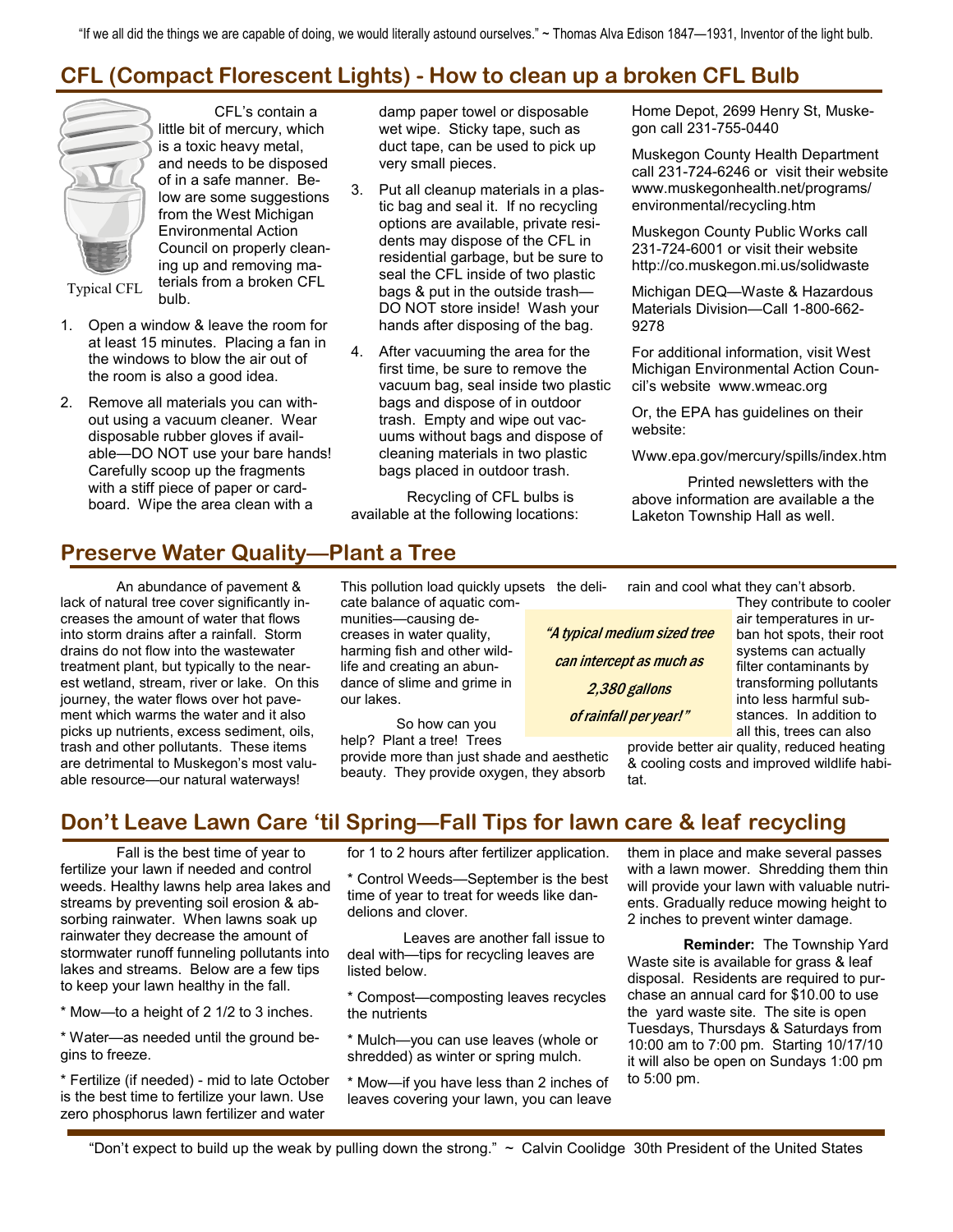"If we all did the things we are capable of doing, we would literally astound ourselves." ~ Thomas Alva Edison 1847—1931, Inventor of the light bulb.

## CFL (Compact Florescent Lights) - How to clean up a broken CFL Bulb

Typical CFL

CFL's contain a little bit of mercury, which is a toxic heavy metal, and needs to be disposed of in a safe manner. Below are some suggestions from the West Michigan Environmental Action Council on properly cleaning up and removing materials from a broken CFL bulb.

1. Open a window & leave the room for at least 15 minutes. Placing a fan in the windows to blow the air out of the room is also a good idea.
2. Remove all materials you can without using a vacuum cleaner. Wear disposable rubber gloves if available—DO NOT use your bare hands! Carefully scoop up the fragments with a stiff piece of paper or cardboard. Wipe the area clean with a damp paper towel or disposable wet wipe. Sticky tape, such as duct tape, can be used to pick up very small pieces.
3. Put all cleanup materials in a plastic bag and seal it. If no recycling options are available, private residents may dispose of the CFL in residential garbage, but be sure to seal the CFL inside of two plastic bags & put in the outside trash—DO NOT store inside! Wash your hands after disposing of the bag.
4. After vacuuming the area for the first time, be sure to remove the vacuum bag, seal inside two plastic bags and dispose of in outdoor trash. Empty and wipe out vacuums without bags and dispose of cleaning materials in two plastic bags placed in outdoor trash.

Recycling of CFL bulbs is available at the following locations:

Home Depot, 2699 Henry St, Muskegon call 231-755-0440

Muskegon County Health Department call 231-724-6246 or visit their website www.muskegonhealth.net/programs/environmental/recycling.htm

Muskegon County Public Works call 231-724-6001 or visit their website http://co.muskegon.mi.us/solidwaste

Michigan DEQ—Waste & Hazardous Materials Division—Call 1-800-662-9278

For additional information, visit West Michigan Environmental Action Council's website www.wmeac.org

Or, the EPA has guidelines on their website:

Www.epa.gov/mercury/spills/index.htm

Printed newsletters with the above information are available a the Laketon Township Hall as well.

## Preserve Water Quality—Plant a Tree

An abundance of pavement & lack of natural tree cover significantly increases the amount of water that flows into storm drains after a rainfall. Storm drains do not flow into the wastewater treatment plant, but typically to the nearest wetland, stream, river or lake. On this journey, the water flows over hot pavement which warms the water and it also picks up nutrients, excess sediment, oils, trash and other pollutants. These items are detrimental to Muskegon's most valuable resource—our natural waterways!

This pollution load quickly upsets the delicate balance of aquatic communities—causing decreases in water quality, harming fish and other wildlife and creating an abundance of slime and grime in our lakes.

So how can you help? Plant a tree! Trees provide more than just shade and aesthetic beauty. They provide oxygen, they absorb rain and cool what they can't absorb. They contribute to cooler air temperatures in urban hot spots, their root systems can actually filter contaminants by transforming pollutants into less harmful substances. In addition to all this, trees can also provide better air quality, reduced heating & cooling costs and improved wildlife habitat.

*"A typical medium sized tree can intercept as much as 2,380 gallons of rainfall per year!"*

## Don't Leave Lawn Care 'til Spring—Fall Tips for lawn care & leaf recycling

Fall is the best time of year to fertilize your lawn if needed and control weeds. Healthy lawns help area lakes and streams by preventing soil erosion & absorbing rainwater. When lawns soak up rainwater they decrease the amount of stormwater runoff funneling pollutants into lakes and streams. Below are a few tips to keep your lawn healthy in the fall.

* Mow—to a height of 2 1/2 to 3 inches.

* Water—as needed until the ground begins to freeze.

* Fertilize (if needed) - mid to late October is the best time to fertilize your lawn. Use zero phosphorus lawn fertilizer and water for 1 to 2 hours after fertilizer application.

* Control Weeds—September is the best time of year to treat for weeds like dandelions and clover.

Leaves are another fall issue to deal with—tips for recycling leaves are listed below.

* Compost—composting leaves recycles the nutrients

* Mulch—you can use leaves (whole or shredded) as winter or spring mulch.

* Mow—if you have less than 2 inches of leaves covering your lawn, you can leave them in place and make several passes with a lawn mower. Shredding them thin will provide your lawn with valuable nutrients. Gradually reduce mowing height to 2 inches to prevent winter damage.

**Reminder:** The Township Yard Waste site is available for grass & leaf disposal. Residents are required to purchase an annual card for $10.00 to use the yard waste site. The site is open Tuesdays, Thursdays & Saturdays from 10:00 am to 7:00 pm. Starting 10/17/10 it will also be open on Sundays 1:00 pm to 5:00 pm.

"Don't expect to build up the weak by pulling down the strong." ~ Calvin Coolidge 30th President of the United States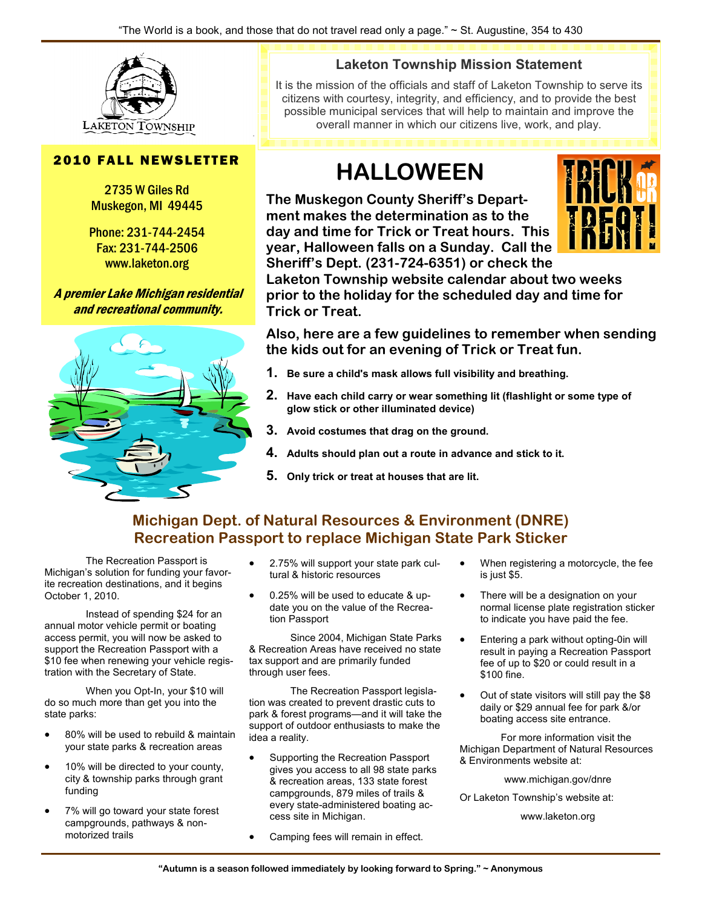"The World is a book, and those that do not travel read only a page." ~ St. Augustine, 354 to 430

LAKETON TOWNSHIP

## Laketon Township Mission Statement

It is the mission of the officials and staff of Laketon Township to serve its citizens with courtesy, integrity, and efficiency, and to provide the best possible municipal services that will help to maintain and improve the overall manner in which our citizens live, work, and play.

**2010 FALL NEWSLETTER**

2735 W Giles Rd
Muskegon, MI 49445

Phone: 231-744-2454
Fax: 231-744-2506
www.laketon.org

***A premier Lake Michigan residential and recreational community.***

# HALLOWEEN

TRICK OR TREAT!

**The Muskegon County Sheriff's Department makes the determination as to the day and time for Trick or Treat hours. This year, Halloween falls on a Sunday. Call the Sheriff's Dept. (231-724-6351) or check the Laketon Township website calendar about two weeks prior to the holiday for the scheduled day and time for Trick or Treat.**

**Also, here are a few guidelines to remember when sending the kids out for an evening of Trick or Treat fun.**

1. **Be sure a child's mask allows full visibility and breathing.**
2. **Have each child carry or wear something lit (flashlight or some type of glow stick or other illuminated device)**
3. **Avoid costumes that drag on the ground.**
4. **Adults should plan out a route in advance and stick to it.**
5. **Only trick or treat at houses that are lit.**

## Michigan Dept. of Natural Resources & Environment (DNRE) Recreation Passport to replace Michigan State Park Sticker

The Recreation Passport is Michigan's solution for funding your favorite recreation destinations, and it begins October 1, 2010.

Instead of spending $24 for an annual motor vehicle permit or boating access permit, you will now be asked to support the Recreation Passport with a $10 fee when renewing your vehicle registration with the Secretary of State.

When you Opt-In, your $10 will do so much more than get you into the state parks:

- 80% will be used to rebuild & maintain your state parks & recreation areas
- 10% will be directed to your county, city & township parks through grant funding
- 7% will go toward your state forest campgrounds, pathways & non-motorized trails
- 2.75% will support your state park cultural & historic resources
- 0.25% will be used to educate & update you on the value of the Recreation Passport

Since 2004, Michigan State Parks & Recreation Areas have received no state tax support and are primarily funded through user fees.

The Recreation Passport legislation was created to prevent drastic cuts to park & forest programs—and it will take the support of outdoor enthusiasts to make the idea a reality.

- Supporting the Recreation Passport gives you access to all 98 state parks & recreation areas, 133 state forest campgrounds, 879 miles of trails & every state-administered boating access site in Michigan.
- Camping fees will remain in effect.
- When registering a motorcycle, the fee is just $5.
- There will be a designation on your normal license plate registration sticker to indicate you have paid the fee.
- Entering a park without opting-0in will result in paying a Recreation Passport fee of up to $20 or could result in a $100 fine.
- Out of state visitors will still pay the $8 daily or $29 annual fee for park &/or boating access site entrance.

For more information visit the Michigan Department of Natural Resources & Environments website at:

www.michigan.gov/dnre

Or Laketon Township's website at:

www.laketon.org

**"Autumn is a season followed immediately by looking forward to Spring." ~ Anonymous**